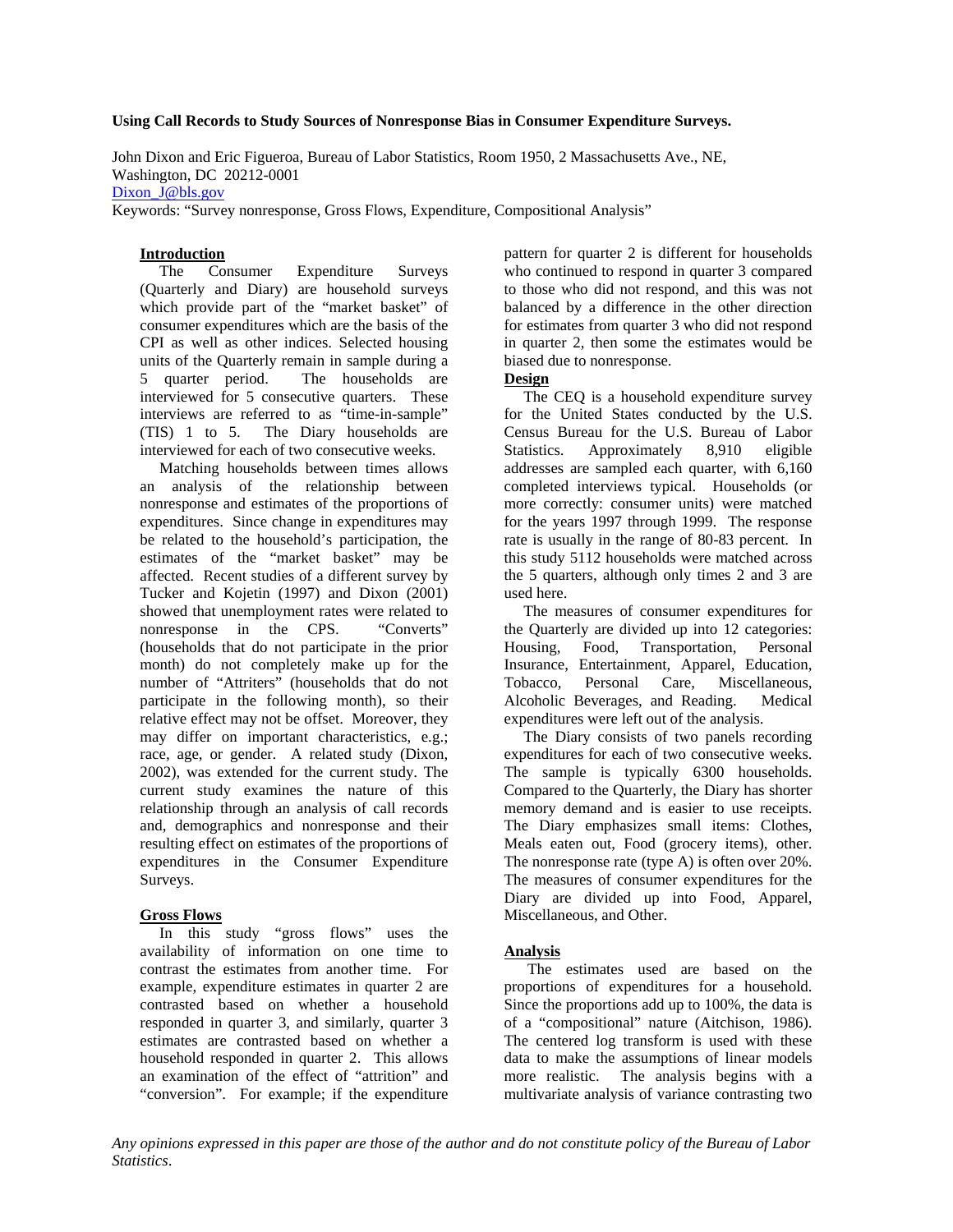**Using Call Records to Study Sources of Nonresponse Bias in Consumer Expenditure Surveys.**

John Dixon and Eric Figueroa, Bureau of Labor Statistics, Room 1950, 2 Massachusetts Ave., NE, Washington, DC 20212-0001
Dixon_J@bls.gov
Keywords: "Survey nonresponse, Gross Flows, Expenditure, Compositional Analysis"

## Introduction

The Consumer Expenditure Surveys (Quarterly and Diary) are household surveys which provide part of the "market basket" of consumer expenditures which are the basis of the CPI as well as other indices. Selected housing units of the Quarterly remain in sample during a 5 quarter period. The households are interviewed for 5 consecutive quarters. These interviews are referred to as "time-in-sample" (TIS) 1 to 5. The Diary households are interviewed for each of two consecutive weeks.

Matching households between times allows an analysis of the relationship between nonresponse and estimates of the proportions of expenditures. Since change in expenditures may be related to the household's participation, the estimates of the "market basket" may be affected. Recent studies of a different survey by Tucker and Kojetin (1997) and Dixon (2001) showed that unemployment rates were related to nonresponse in the CPS. "Converts" (households that do not participate in the prior month) do not completely make up for the number of "Attriters" (households that do not participate in the following month), so their relative effect may not be offset. Moreover, they may differ on important characteristics, e.g.; race, age, or gender. A related study (Dixon, 2002), was extended for the current study. The current study examines the nature of this relationship through an analysis of call records and, demographics and nonresponse and their resulting effect on estimates of the proportions of expenditures in the Consumer Expenditure Surveys.

## Gross Flows

In this study "gross flows" uses the availability of information on one time to contrast the estimates from another time. For example, expenditure estimates in quarter 2 are contrasted based on whether a household responded in quarter 3, and similarly, quarter 3 estimates are contrasted based on whether a household responded in quarter 2. This allows an examination of the effect of "attrition" and "conversion". For example; if the expenditure pattern for quarter 2 is different for households who continued to respond in quarter 3 compared to those who did not respond, and this was not balanced by a difference in the other direction for estimates from quarter 3 who did not respond in quarter 2, then some the estimates would be biased due to nonresponse.

## Design

The CEQ is a household expenditure survey for the United States conducted by the U.S. Census Bureau for the U.S. Bureau of Labor Statistics. Approximately 8,910 eligible addresses are sampled each quarter, with 6,160 completed interviews typical. Households (or more correctly: consumer units) were matched for the years 1997 through 1999. The response rate is usually in the range of 80-83 percent. In this study 5112 households were matched across the 5 quarters, although only times 2 and 3 are used here.

The measures of consumer expenditures for the Quarterly are divided up into 12 categories: Housing, Food, Transportation, Personal Insurance, Entertainment, Apparel, Education, Tobacco, Personal Care, Miscellaneous, Alcoholic Beverages, and Reading. Medical expenditures were left out of the analysis.

The Diary consists of two panels recording expenditures for each of two consecutive weeks. The sample is typically 6300 households. Compared to the Quarterly, the Diary has shorter memory demand and is easier to use receipts. The Diary emphasizes small items: Clothes, Meals eaten out, Food (grocery items), other. The nonresponse rate (type A) is often over 20%. The measures of consumer expenditures for the Diary are divided up into Food, Apparel, Miscellaneous, and Other.

## Analysis

The estimates used are based on the proportions of expenditures for a household. Since the proportions add up to 100%, the data is of a "compositional" nature (Aitchison, 1986). The centered log transform is used with these data to make the assumptions of linear models more realistic. The analysis begins with a multivariate analysis of variance contrasting two

*Any opinions expressed in this paper are those of the author and do not constitute policy of the Bureau of Labor Statistics.*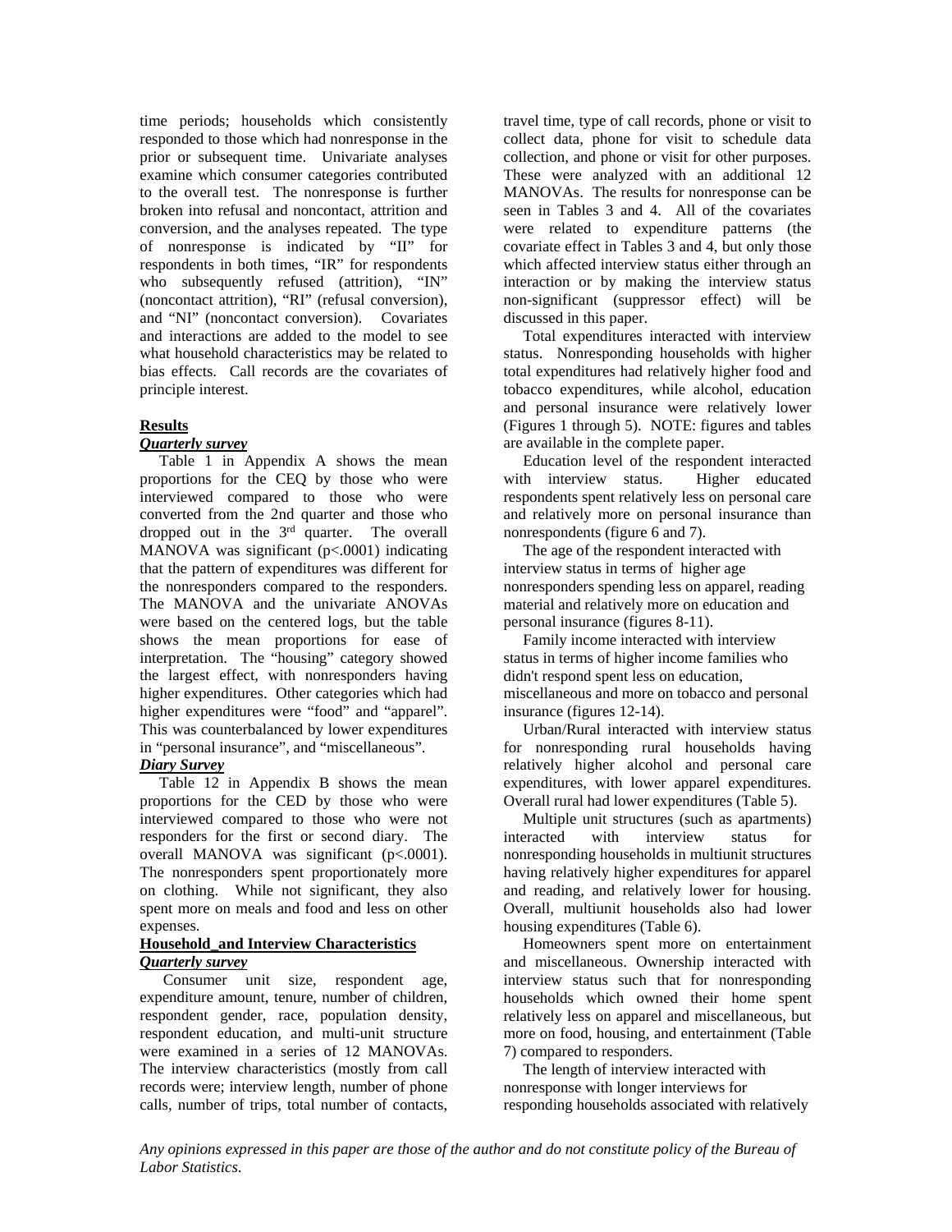time periods; households which consistently responded to those which had nonresponse in the prior or subsequent time. Univariate analyses examine which consumer categories contributed to the overall test. The nonresponse is further broken into refusal and noncontact, attrition and conversion, and the analyses repeated. The type of nonresponse is indicated by "II" for respondents in both times, "IR" for respondents who subsequently refused (attrition), "IN" (noncontact attrition), "RI" (refusal conversion), and "NI" (noncontact conversion). Covariates and interactions are added to the model to see what household characteristics may be related to bias effects. Call records are the covariates of principle interest.

## Results

### *Quarterly survey*

Table 1 in Appendix A shows the mean proportions for the CEQ by those who were interviewed compared to those who were converted from the 2nd quarter and those who dropped out in the 3rd quarter. The overall MANOVA was significant ($p<.0001$) indicating that the pattern of expenditures was different for the nonresponders compared to the responders. The MANOVA and the univariate ANOVAs were based on the centered logs, but the table shows the mean proportions for ease of interpretation. The "housing" category showed the largest effect, with nonresponders having higher expenditures. Other categories which had higher expenditures were "food" and "apparel". This was counterbalanced by lower expenditures in "personal insurance", and "miscellaneous".

### *Diary Survey*

Table 12 in Appendix B shows the mean proportions for the CED by those who were interviewed compared to those who were not responders for the first or second diary. The overall MANOVA was significant ($p<.0001$). The nonresponders spent proportionately more on clothing. While not significant, they also spent more on meals and food and less on other expenses.

## Household_and Interview Characteristics

### *Quarterly survey*

Consumer unit size, respondent age, expenditure amount, tenure, number of children, respondent gender, race, population density, respondent education, and multi-unit structure were examined in a series of 12 MANOVAs. The interview characteristics (mostly from call records were; interview length, number of phone calls, number of trips, total number of contacts, travel time, type of call records, phone or visit to collect data, phone for visit to schedule data collection, and phone or visit for other purposes. These were analyzed with an additional 12 MANOVAs. The results for nonresponse can be seen in Tables 3 and 4. All of the covariates were related to expenditure patterns (the covariate effect in Tables 3 and 4, but only those which affected interview status either through an interaction or by making the interview status non-significant (suppressor effect) will be discussed in this paper.

Total expenditures interacted with interview status. Nonresponding households with higher total expenditures had relatively higher food and tobacco expenditures, while alcohol, education and personal insurance were relatively lower (Figures 1 through 5). NOTE: figures and tables are available in the complete paper.

Education level of the respondent interacted with interview status. Higher educated respondents spent relatively less on personal care and relatively more on personal insurance than nonrespondents (figure 6 and 7).

The age of the respondent interacted with interview status in terms of higher age nonresponders spending less on apparel, reading material and relatively more on education and personal insurance (figures 8-11).

Family income interacted with interview status in terms of higher income families who didn't respond spent less on education, miscellaneous and more on tobacco and personal insurance (figures 12-14).

Urban/Rural interacted with interview status for nonresponding rural households having relatively higher alcohol and personal care expenditures, with lower apparel expenditures. Overall rural had lower expenditures (Table 5).

Multiple unit structures (such as apartments) interacted with interview status for nonresponding households in multiunit structures having relatively higher expenditures for apparel and reading, and relatively lower for housing. Overall, multiunit households also had lower housing expenditures (Table 6).

Homeowners spent more on entertainment and miscellaneous. Ownership interacted with interview status such that for nonresponding households which owned their home spent relatively less on apparel and miscellaneous, but more on food, housing, and entertainment (Table 7) compared to responders.

The length of interview interacted with nonresponse with longer interviews for responding households associated with relatively

*Any opinions expressed in this paper are those of the author and do not constitute policy of the Bureau of Labor Statistics.*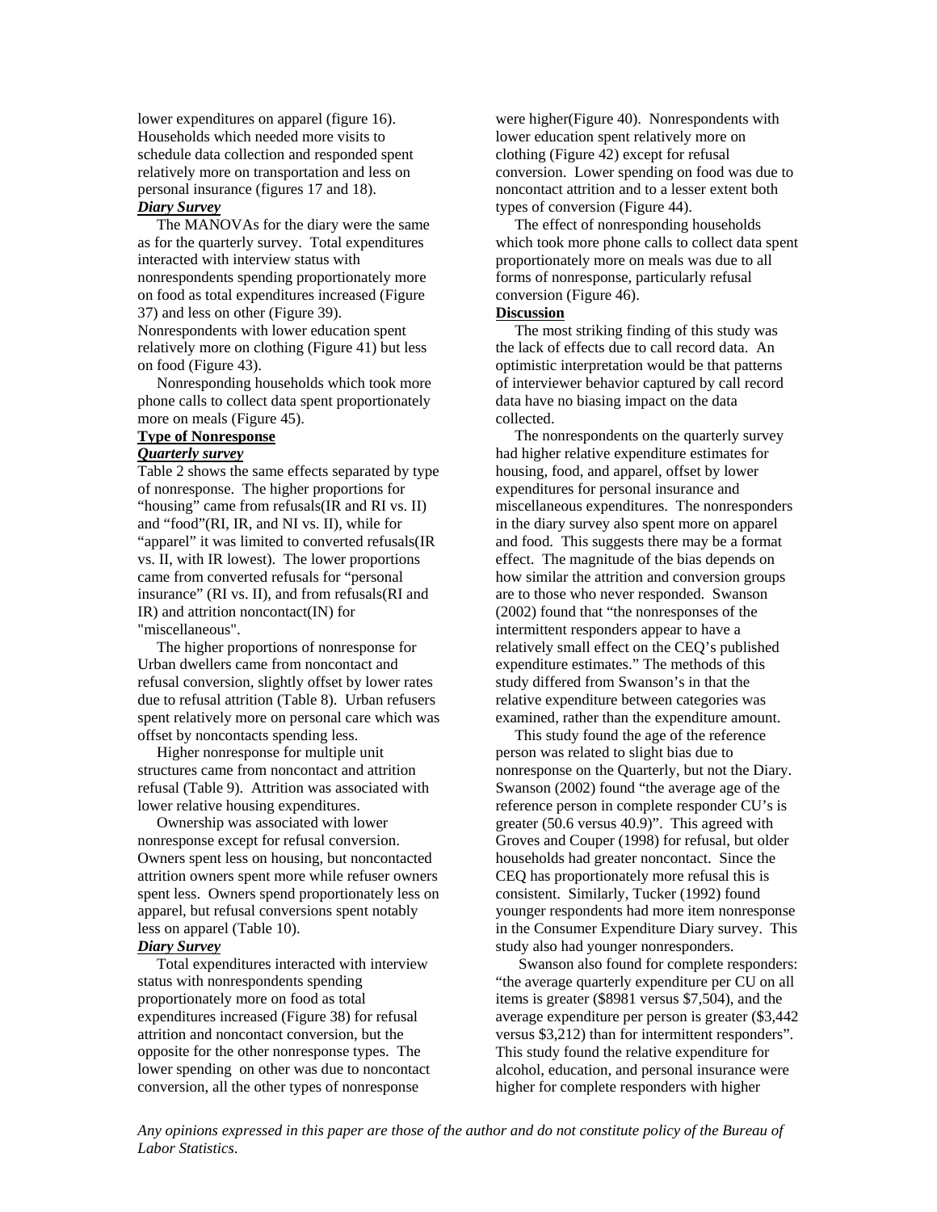lower expenditures on apparel (figure 16). Households which needed more visits to schedule data collection and responded spent relatively more on transportation and less on personal insurance (figures 17 and 18).

***Diary Survey***

The MANOVAs for the diary were the same as for the quarterly survey. Total expenditures interacted with interview status with nonrespondents spending proportionately more on food as total expenditures increased (Figure 37) and less on other (Figure 39). Nonrespondents with lower education spent relatively more on clothing (Figure 41) but less on food (Figure 43).

Nonresponding households which took more phone calls to collect data spent proportionately more on meals (Figure 45).

**Type of Nonresponse**

***Quarterly survey***

Table 2 shows the same effects separated by type of nonresponse. The higher proportions for "housing" came from refusals(IR and RI vs. II) and "food"(RI, IR, and NI vs. II), while for "apparel" it was limited to converted refusals(IR vs. II, with IR lowest). The lower proportions came from converted refusals for "personal insurance" (RI vs. II), and from refusals(RI and IR) and attrition noncontact(IN) for "miscellaneous".

The higher proportions of nonresponse for Urban dwellers came from noncontact and refusal conversion, slightly offset by lower rates due to refusal attrition (Table 8). Urban refusers spent relatively more on personal care which was offset by noncontacts spending less.

Higher nonresponse for multiple unit structures came from noncontact and attrition refusal (Table 9). Attrition was associated with lower relative housing expenditures.

Ownership was associated with lower nonresponse except for refusal conversion. Owners spent less on housing, but noncontacted attrition owners spent more while refuser owners spent less. Owners spend proportionately less on apparel, but refusal conversions spent notably less on apparel (Table 10).

***Diary Survey***

Total expenditures interacted with interview status with nonrespondents spending proportionately more on food as total expenditures increased (Figure 38) for refusal attrition and noncontact conversion, but the opposite for the other nonresponse types. The lower spending on other was due to noncontact conversion, all the other types of nonresponse were higher(Figure 40). Nonrespondents with lower education spent relatively more on clothing (Figure 42) except for refusal conversion. Lower spending on food was due to noncontact attrition and to a lesser extent both types of conversion (Figure 44).

The effect of nonresponding households which took more phone calls to collect data spent proportionately more on meals was due to all forms of nonresponse, particularly refusal conversion (Figure 46).

**Discussion**

The most striking finding of this study was the lack of effects due to call record data. An optimistic interpretation would be that patterns of interviewer behavior captured by call record data have no biasing impact on the data collected.

The nonrespondents on the quarterly survey had higher relative expenditure estimates for housing, food, and apparel, offset by lower expenditures for personal insurance and miscellaneous expenditures. The nonresponders in the diary survey also spent more on apparel and food. This suggests there may be a format effect. The magnitude of the bias depends on how similar the attrition and conversion groups are to those who never responded. Swanson (2002) found that "the nonresponses of the intermittent responders appear to have a relatively small effect on the CEQ's published expenditure estimates." The methods of this study differed from Swanson's in that the relative expenditure between categories was examined, rather than the expenditure amount.

This study found the age of the reference person was related to slight bias due to nonresponse on the Quarterly, but not the Diary. Swanson (2002) found "the average age of the reference person in complete responder CU's is greater (50.6 versus 40.9)". This agreed with Groves and Couper (1998) for refusal, but older households had greater noncontact. Since the CEQ has proportionately more refusal this is consistent. Similarly, Tucker (1992) found younger respondents had more item nonresponse in the Consumer Expenditure Diary survey. This study also had younger nonresponders.

Swanson also found for complete responders: "the average quarterly expenditure per CU on all items is greater ($8981 versus $7,504), and the average expenditure per person is greater ($3,442 versus $3,212) than for intermittent responders". This study found the relative expenditure for alcohol, education, and personal insurance were higher for complete responders with higher

*Any opinions expressed in this paper are those of the author and do not constitute policy of the Bureau of Labor Statistics.*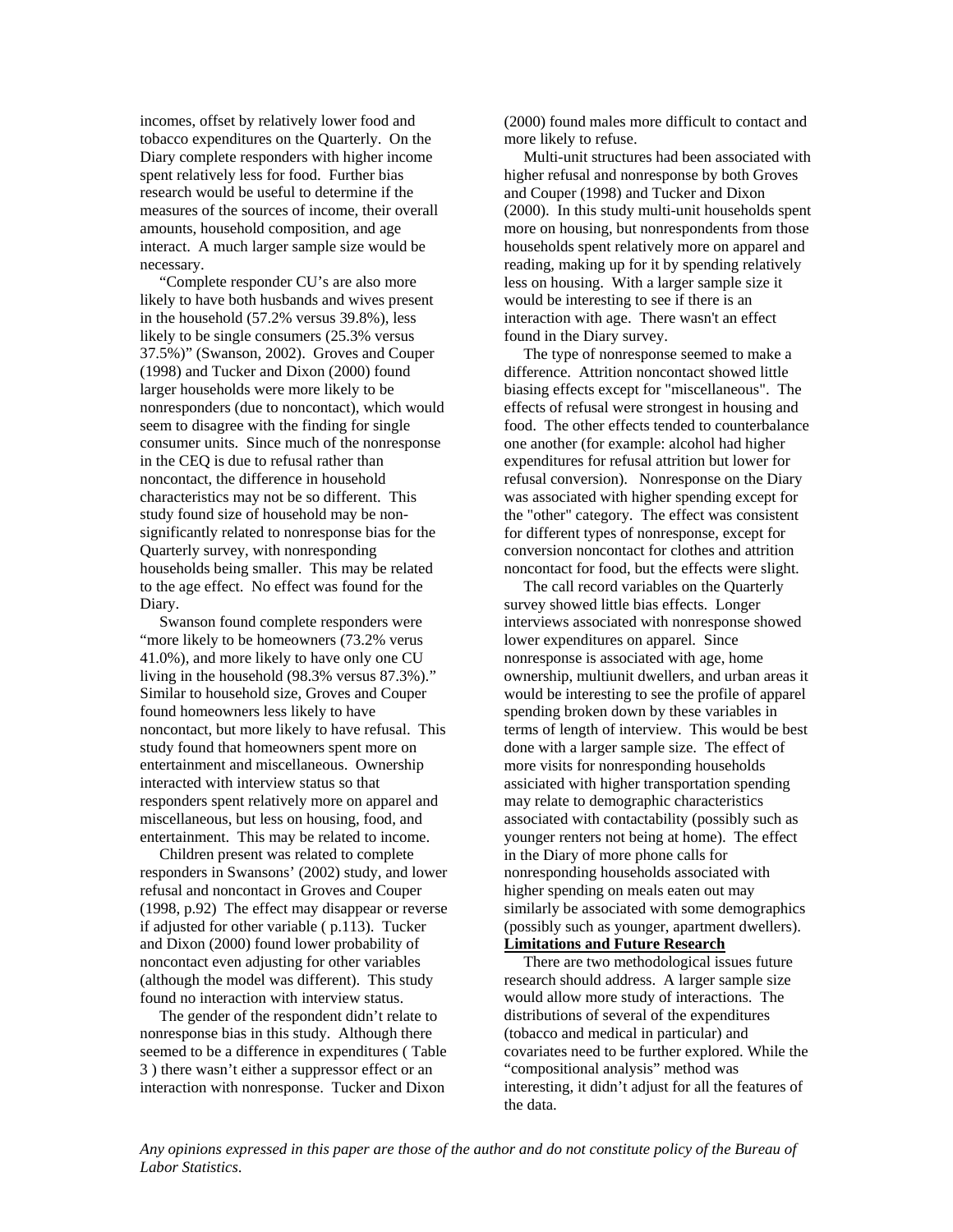incomes, offset by relatively lower food and tobacco expenditures on the Quarterly. On the Diary complete responders with higher income spent relatively less for food. Further bias research would be useful to determine if the measures of the sources of income, their overall amounts, household composition, and age interact. A much larger sample size would be necessary.

"Complete responder CU's are also more likely to have both husbands and wives present in the household (57.2% versus 39.8%), less likely to be single consumers (25.3% versus 37.5%)" (Swanson, 2002). Groves and Couper (1998) and Tucker and Dixon (2000) found larger households were more likely to be nonresponders (due to noncontact), which would seem to disagree with the finding for single consumer units. Since much of the nonresponse in the CEQ is due to refusal rather than noncontact, the difference in household characteristics may not be so different. This study found size of household may be non-significantly related to nonresponse bias for the Quarterly survey, with nonresponding households being smaller. This may be related to the age effect. No effect was found for the Diary.

Swanson found complete responders were "more likely to be homeowners (73.2% verus 41.0%), and more likely to have only one CU living in the household (98.3% versus 87.3%)." Similar to household size, Groves and Couper found homeowners less likely to have noncontact, but more likely to have refusal. This study found that homeowners spent more on entertainment and miscellaneous. Ownership interacted with interview status so that responders spent relatively more on apparel and miscellaneous, but less on housing, food, and entertainment. This may be related to income.

Children present was related to complete responders in Swansons' (2002) study, and lower refusal and noncontact in Groves and Couper (1998, p.92) The effect may disappear or reverse if adjusted for other variable ( p.113). Tucker and Dixon (2000) found lower probability of noncontact even adjusting for other variables (although the model was different). This study found no interaction with interview status.

The gender of the respondent didn't relate to nonresponse bias in this study. Although there seemed to be a difference in expenditures ( Table 3 ) there wasn't either a suppressor effect or an interaction with nonresponse. Tucker and Dixon (2000) found males more difficult to contact and more likely to refuse.

Multi-unit structures had been associated with higher refusal and nonresponse by both Groves and Couper (1998) and Tucker and Dixon (2000). In this study multi-unit households spent more on housing, but nonrespondents from those households spent relatively more on apparel and reading, making up for it by spending relatively less on housing. With a larger sample size it would be interesting to see if there is an interaction with age. There wasn't an effect found in the Diary survey.

The type of nonresponse seemed to make a difference. Attrition noncontact showed little biasing effects except for "miscellaneous". The effects of refusal were strongest in housing and food. The other effects tended to counterbalance one another (for example: alcohol had higher expenditures for refusal attrition but lower for refusal conversion). Nonresponse on the Diary was associated with higher spending except for the "other" category. The effect was consistent for different types of nonresponse, except for conversion noncontact for clothes and attrition noncontact for food, but the effects were slight.

The call record variables on the Quarterly survey showed little bias effects. Longer interviews associated with nonresponse showed lower expenditures on apparel. Since nonresponse is associated with age, home ownership, multiunit dwellers, and urban areas it would be interesting to see the profile of apparel spending broken down by these variables in terms of length of interview. This would be best done with a larger sample size. The effect of more visits for nonresponding households assiciated with higher transportation spending may relate to demographic characteristics associated with contactability (possibly such as younger renters not being at home). The effect in the Diary of more phone calls for nonresponding households associated with higher spending on meals eaten out may similarly be associated with some demographics (possibly such as younger, apartment dwellers).

**Limitations and Future Research**

There are two methodological issues future research should address. A larger sample size would allow more study of interactions. The distributions of several of the expenditures (tobacco and medical in particular) and covariates need to be further explored. While the "compositional analysis" method was interesting, it didn't adjust for all the features of the data.

*Any opinions expressed in this paper are those of the author and do not constitute policy of the Bureau of Labor Statistics.*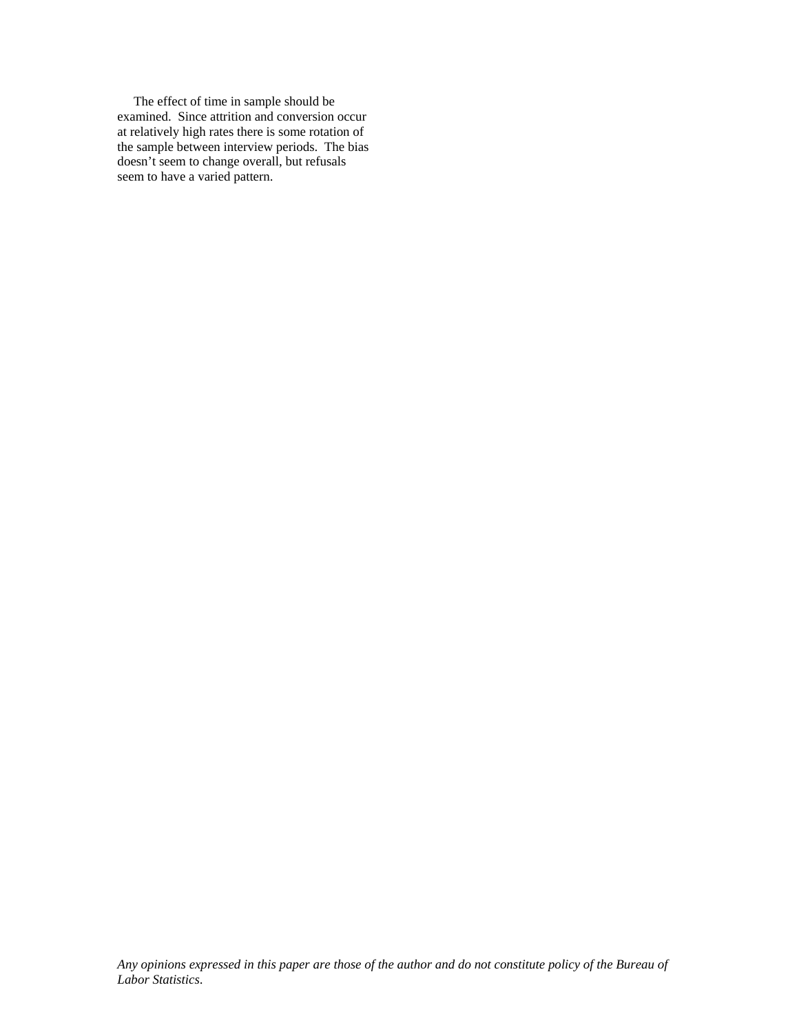The effect of time in sample should be examined. Since attrition and conversion occur at relatively high rates there is some rotation of the sample between interview periods. The bias doesn't seem to change overall, but refusals seem to have a varied pattern.

*Any opinions expressed in this paper are those of the author and do not constitute policy of the Bureau of Labor Statistics.*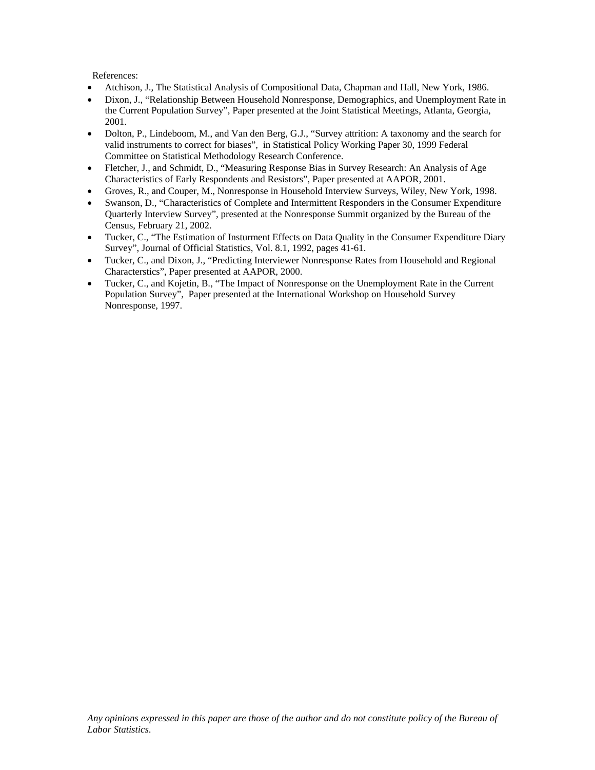References:

- Atchison, J., The Statistical Analysis of Compositional Data, Chapman and Hall, New York, 1986.
- Dixon, J., "Relationship Between Household Nonresponse, Demographics, and Unemployment Rate in the Current Population Survey", Paper presented at the Joint Statistical Meetings, Atlanta, Georgia, 2001.
- Dolton, P., Lindeboom, M., and Van den Berg, G.J., "Survey attrition: A taxonomy and the search for valid instruments to correct for biases", in Statistical Policy Working Paper 30, 1999 Federal Committee on Statistical Methodology Research Conference.
- Fletcher, J., and Schmidt, D., "Measuring Response Bias in Survey Research: An Analysis of Age Characteristics of Early Respondents and Resistors", Paper presented at AAPOR, 2001.
- Groves, R., and Couper, M., Nonresponse in Household Interview Surveys, Wiley, New York, 1998.
- Swanson, D., "Characteristics of Complete and Intermittent Responders in the Consumer Expenditure Quarterly Interview Survey", presented at the Nonresponse Summit organized by the Bureau of the Census, February 21, 2002.
- Tucker, C., "The Estimation of Insturment Effects on Data Quality in the Consumer Expenditure Diary Survey", Journal of Official Statistics, Vol. 8.1, 1992, pages 41-61.
- Tucker, C., and Dixon, J., "Predicting Interviewer Nonresponse Rates from Household and Regional Characterstics", Paper presented at AAPOR, 2000.
- Tucker, C., and Kojetin, B., "The Impact of Nonresponse on the Unemployment Rate in the Current Population Survey", Paper presented at the International Workshop on Household Survey Nonresponse, 1997.

*Any opinions expressed in this paper are those of the author and do not constitute policy of the Bureau of Labor Statistics.*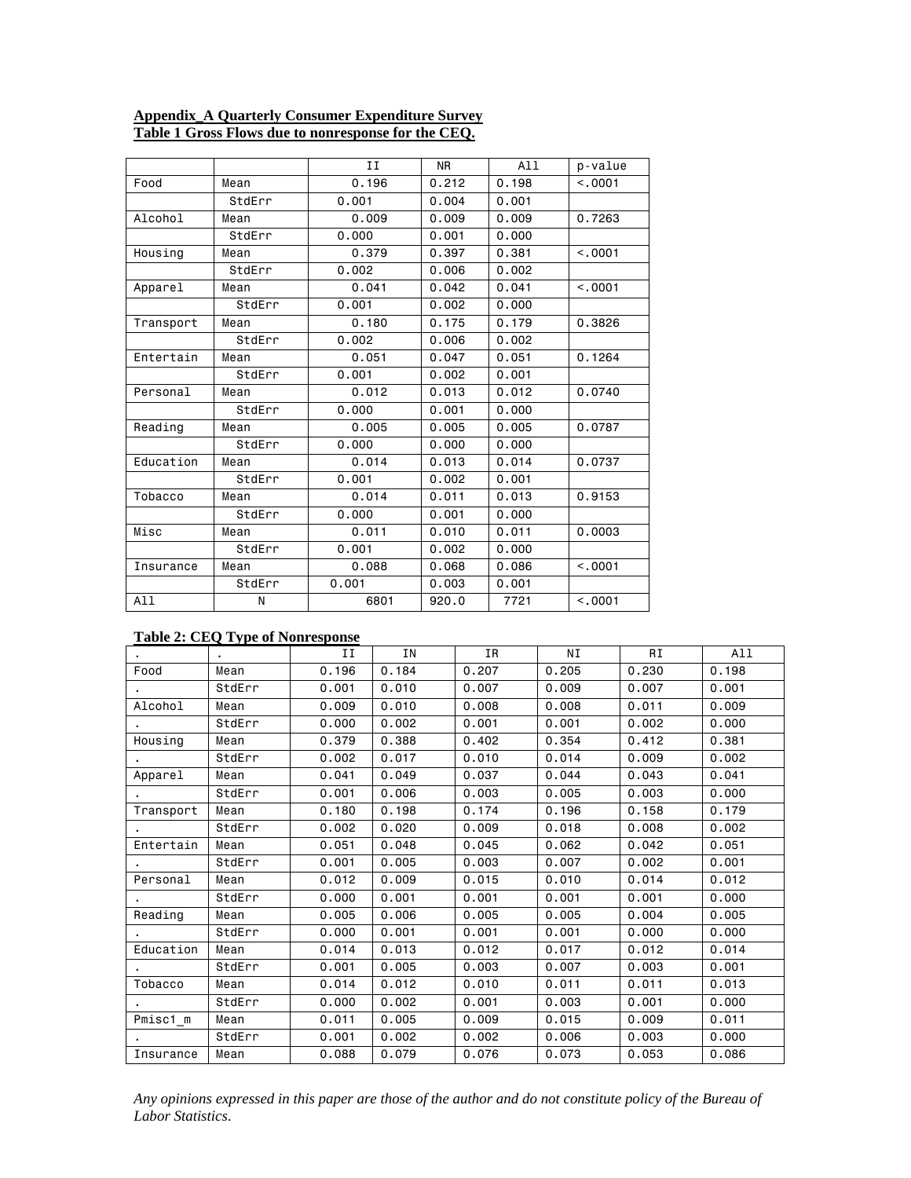**Appendix_A Quarterly Consumer Expenditure Survey**
**Table 1 Gross Flows due to nonresponse for the CEQ.**

| | | II | NR | All | p-value |
|---|---|---|---|---|---|
| Food | Mean | 0.196 | 0.212 | 0.198 | <.0001 |
| | StdErr | 0.001 | 0.004 | 0.001 | |
| Alcohol | Mean | 0.009 | 0.009 | 0.009 | 0.7263 |
| | StdErr | 0.000 | 0.001 | 0.000 | |
| Housing | Mean | 0.379 | 0.397 | 0.381 | <.0001 |
| | StdErr | 0.002 | 0.006 | 0.002 | |
| Apparel | Mean | 0.041 | 0.042 | 0.041 | <.0001 |
| | StdErr | 0.001 | 0.002 | 0.000 | |
| Transport | Mean | 0.180 | 0.175 | 0.179 | 0.3826 |
| | StdErr | 0.002 | 0.006 | 0.002 | |
| Entertain | Mean | 0.051 | 0.047 | 0.051 | 0.1264 |
| | StdErr | 0.001 | 0.002 | 0.001 | |
| Personal | Mean | 0.012 | 0.013 | 0.012 | 0.0740 |
| | StdErr | 0.000 | 0.001 | 0.000 | |
| Reading | Mean | 0.005 | 0.005 | 0.005 | 0.0787 |
| | StdErr | 0.000 | 0.000 | 0.000 | |
| Education | Mean | 0.014 | 0.013 | 0.014 | 0.0737 |
| | StdErr | 0.001 | 0.002 | 0.001 | |
| Tobacco | Mean | 0.014 | 0.011 | 0.013 | 0.9153 |
| | StdErr | 0.000 | 0.001 | 0.000 | |
| Misc | Mean | 0.011 | 0.010 | 0.011 | 0.0003 |
| | StdErr | 0.001 | 0.002 | 0.000 | |
| Insurance | Mean | 0.088 | 0.068 | 0.086 | <.0001 |
| | StdErr | 0.001 | 0.003 | 0.001 | |
| All | N | 6801 | 920.0 | 7721 | <.0001 |

**Table 2: CEQ Type of Nonresponse**

| . | . | II | IN | IR | NI | RI | All |
|---|---|---|---|---|---|---|---|
| Food | Mean | 0.196 | 0.184 | 0.207 | 0.205 | 0.230 | 0.198 |
| . | StdErr | 0.001 | 0.010 | 0.007 | 0.009 | 0.007 | 0.001 |
| Alcohol | Mean | 0.009 | 0.010 | 0.008 | 0.008 | 0.011 | 0.009 |
| . | StdErr | 0.000 | 0.002 | 0.001 | 0.001 | 0.002 | 0.000 |
| Housing | Mean | 0.379 | 0.388 | 0.402 | 0.354 | 0.412 | 0.381 |
| . | StdErr | 0.002 | 0.017 | 0.010 | 0.014 | 0.009 | 0.002 |
| Apparel | Mean | 0.041 | 0.049 | 0.037 | 0.044 | 0.043 | 0.041 |
| . | StdErr | 0.001 | 0.006 | 0.003 | 0.005 | 0.003 | 0.000 |
| Transport | Mean | 0.180 | 0.198 | 0.174 | 0.196 | 0.158 | 0.179 |
| . | StdErr | 0.002 | 0.020 | 0.009 | 0.018 | 0.008 | 0.002 |
| Entertain | Mean | 0.051 | 0.048 | 0.045 | 0.062 | 0.042 | 0.051 |
| . | StdErr | 0.001 | 0.005 | 0.003 | 0.007 | 0.002 | 0.001 |
| Personal | Mean | 0.012 | 0.009 | 0.015 | 0.010 | 0.014 | 0.012 |
| . | StdErr | 0.000 | 0.001 | 0.001 | 0.001 | 0.001 | 0.000 |
| Reading | Mean | 0.005 | 0.006 | 0.005 | 0.005 | 0.004 | 0.005 |
| . | StdErr | 0.000 | 0.001 | 0.001 | 0.001 | 0.000 | 0.000 |
| Education | Mean | 0.014 | 0.013 | 0.012 | 0.017 | 0.012 | 0.014 |
| . | StdErr | 0.001 | 0.005 | 0.003 | 0.007 | 0.003 | 0.001 |
| Tobacco | Mean | 0.014 | 0.012 | 0.010 | 0.011 | 0.011 | 0.013 |
| . | StdErr | 0.000 | 0.002 | 0.001 | 0.003 | 0.001 | 0.000 |
| Pmisc1_m | Mean | 0.011 | 0.005 | 0.009 | 0.015 | 0.009 | 0.011 |
| . | StdErr | 0.001 | 0.002 | 0.002 | 0.006 | 0.003 | 0.000 |
| Insurance | Mean | 0.088 | 0.079 | 0.076 | 0.073 | 0.053 | 0.086 |

*Any opinions expressed in this paper are those of the author and do not constitute policy of the Bureau of Labor Statistics.*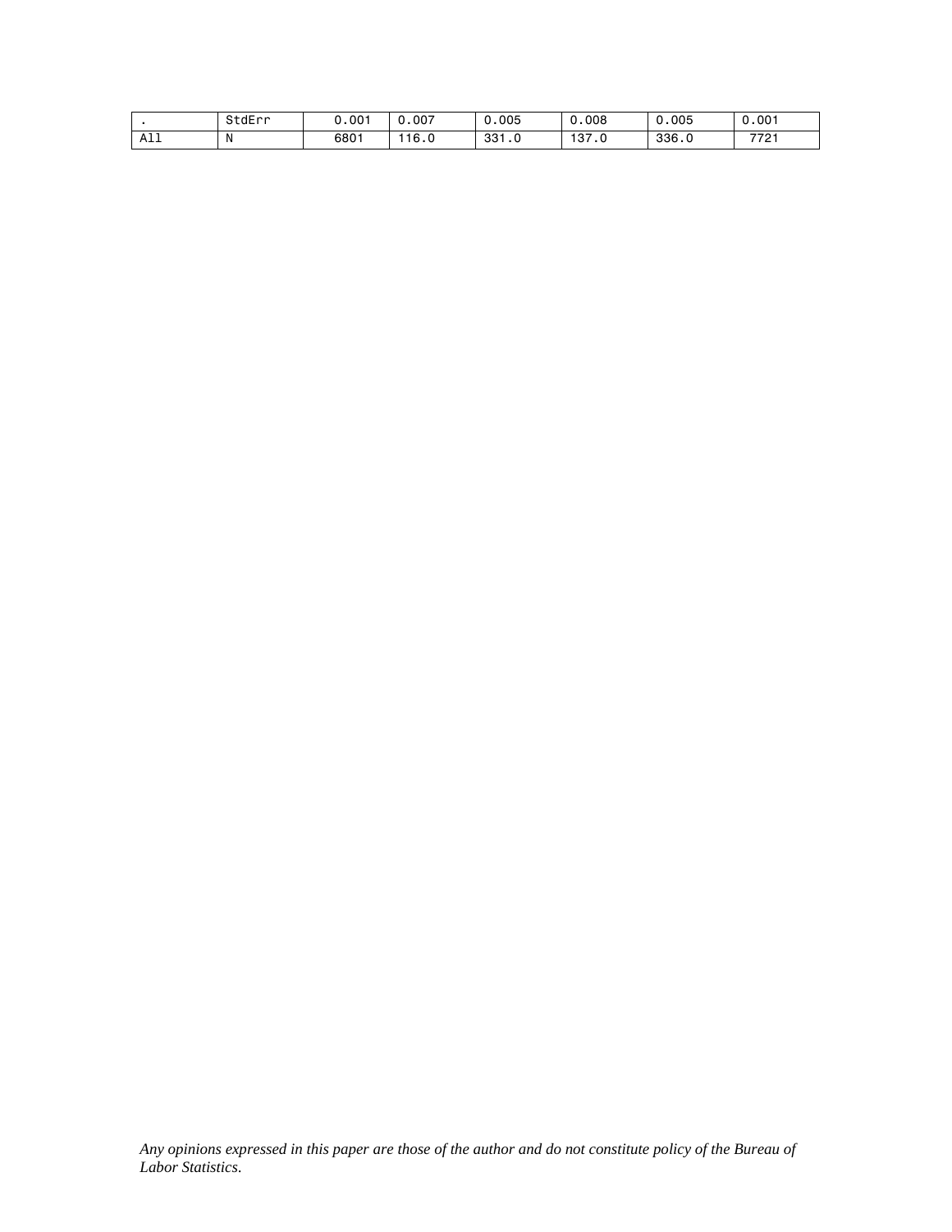| . | StdErr | 0.001 | 0.007 | 0.005 | 0.008 | 0.005 | 0.001 |
|---|---|---|---|---|---|---|---|
| All | N | 6801 | 116.0 | 331.0 | 137.0 | 336.0 | 7721 |

*Any opinions expressed in this paper are those of the author and do not constitute policy of the Bureau of Labor Statistics.*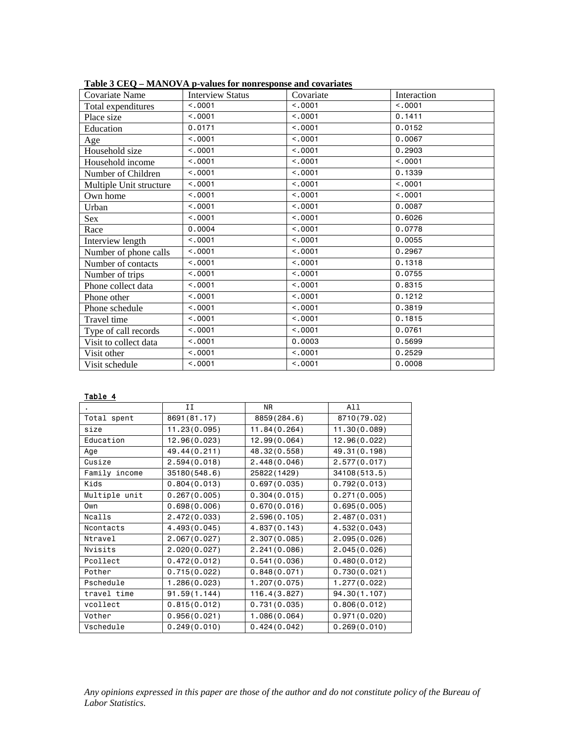**Table 3 CEQ – MANOVA p-values for nonresponse and covariates**

| Covariate Name | Interview Status | Covariate | Interaction |
|---|---|---|---|
| Total expenditures | <.0001 | <.0001 | <.0001 |
| Place size | <.0001 | <.0001 | 0.1411 |
| Education | 0.0171 | <.0001 | 0.0152 |
| Age | <.0001 | <.0001 | 0.0067 |
| Household size | <.0001 | <.0001 | 0.2903 |
| Household income | <.0001 | <.0001 | <.0001 |
| Number of Children | <.0001 | <.0001 | 0.1339 |
| Multiple Unit structure | <.0001 | <.0001 | <.0001 |
| Own home | <.0001 | <.0001 | <.0001 |
| Urban | <.0001 | <.0001 | 0.0087 |
| Sex | <.0001 | <.0001 | 0.6026 |
| Race | 0.0004 | <.0001 | 0.0778 |
| Interview length | <.0001 | <.0001 | 0.0055 |
| Number of phone calls | <.0001 | <.0001 | 0.2967 |
| Number of contacts | <.0001 | <.0001 | 0.1318 |
| Number of trips | <.0001 | <.0001 | 0.0755 |
| Phone collect data | <.0001 | <.0001 | 0.8315 |
| Phone other | <.0001 | <.0001 | 0.1212 |
| Phone schedule | <.0001 | <.0001 | 0.3819 |
| Travel time | <.0001 | <.0001 | 0.1815 |
| Type of call records | <.0001 | <.0001 | 0.0761 |
| Visit to collect data | <.0001 | 0.0003 | 0.5699 |
| Visit other | <.0001 | <.0001 | 0.2529 |
| Visit schedule | <.0001 | <.0001 | 0.0008 |

**Table 4**

| . | II | NR | All |
|---|---|---|---|
| Total spent | 8691(81.17) | 8859(284.6) | 8710(79.02) |
| size | 11.23(0.095) | 11.84(0.264) | 11.30(0.089) |
| Education | 12.96(0.023) | 12.99(0.064) | 12.96(0.022) |
| Age | 49.44(0.211) | 48.32(0.558) | 49.31(0.198) |
| Cusize | 2.594(0.018) | 2.448(0.046) | 2.577(0.017) |
| Family income | 35180(548.6) | 25822(1429) | 34108(513.5) |
| Kids | 0.804(0.013) | 0.697(0.035) | 0.792(0.013) |
| Multiple unit | 0.267(0.005) | 0.304(0.015) | 0.271(0.005) |
| Own | 0.698(0.006) | 0.670(0.016) | 0.695(0.005) |
| Ncalls | 2.472(0.033) | 2.596(0.105) | 2.487(0.031) |
| Ncontacts | 4.493(0.045) | 4.837(0.143) | 4.532(0.043) |
| Ntravel | 2.067(0.027) | 2.307(0.085) | 2.095(0.026) |
| Nvisits | 2.020(0.027) | 2.241(0.086) | 2.045(0.026) |
| Pcollect | 0.472(0.012) | 0.541(0.036) | 0.480(0.012) |
| Pother | 0.715(0.022) | 0.848(0.071) | 0.730(0.021) |
| Pschedule | 1.286(0.023) | 1.207(0.075) | 1.277(0.022) |
| travel time | 91.59(1.144) | 116.4(3.827) | 94.30(1.107) |
| vcollect | 0.815(0.012) | 0.731(0.035) | 0.806(0.012) |
| Vother | 0.956(0.021) | 1.086(0.064) | 0.971(0.020) |
| Vschedule | 0.249(0.010) | 0.424(0.042) | 0.269(0.010) |

*Any opinions expressed in this paper are those of the author and do not constitute policy of the Bureau of Labor Statistics.*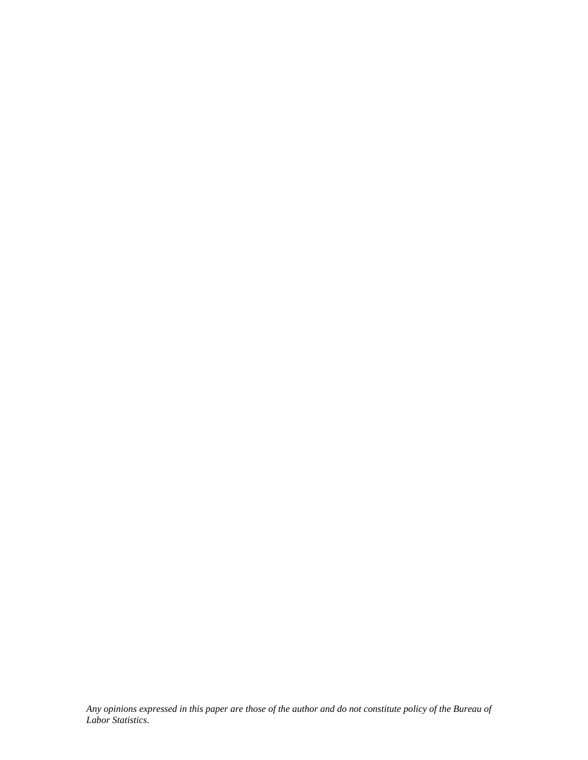*Any opinions expressed in this paper are those of the author and do not constitute policy of the Bureau of Labor Statistics.*